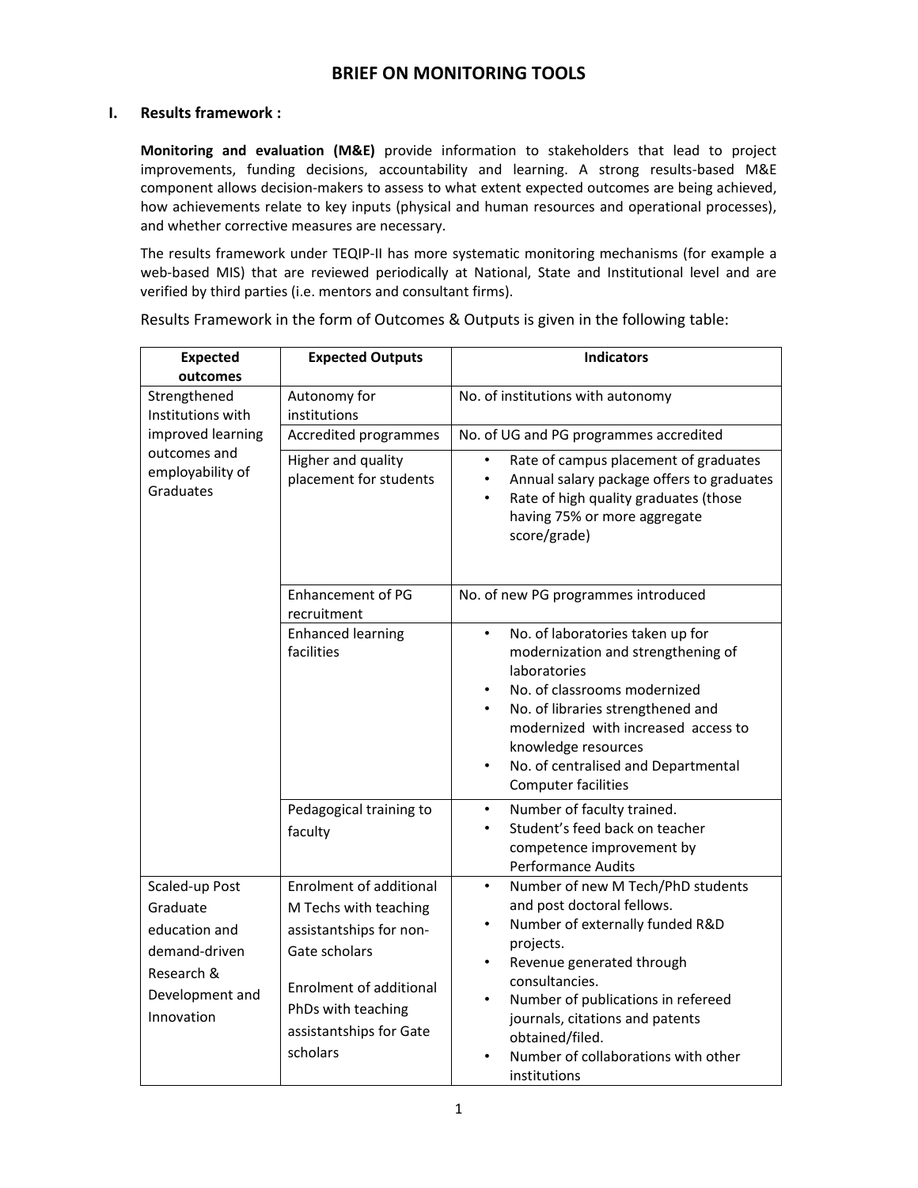# BRIEF ON MONITORING TOOLS

## I. Results framework :

**Monitoring and evaluation (M&E)** provide information to stakeholders that lead to project improvements, funding decisions, accountability and learning. A strong results-based M&E component allows decision-makers to assess to what extent expected outcomes are being achieved, how achievements relate to key inputs (physical and human resources and operational processes), and whether corrective measures are necessary.

The results framework under TEQIP-II has more systematic monitoring mechanisms (for example a web-based MIS) that are reviewed periodically at National, State and Institutional level and are verified by third parties (i.e. mentors and consultant firms).

Results Framework in the form of Outcomes & Outputs is given in the following table:

| Expected outcomes | Expected Outputs | Indicators |
|---|---|---|
| Strengthened Institutions with improved learning outcomes and employability of Graduates | Autonomy for institutions | No. of institutions with autonomy |
| | Accredited programmes | No. of UG and PG programmes accredited |
| | Higher and quality placement for students | • Rate of campus placement of graduates<br>• Annual salary package offers to graduates<br>• Rate of high quality graduates (those having 75% or more aggregate score/grade) |
| | Enhancement of PG recruitment | No. of new PG programmes introduced |
| | Enhanced learning facilities | • No. of laboratories taken up for modernization and strengthening of laboratories<br>• No. of classrooms modernized<br>• No. of libraries strengthened and modernized with increased access to knowledge resources<br>• No. of centralised and Departmental Computer facilities |
| | Pedagogical training to faculty | • Number of faculty trained.<br>• Student's feed back on teacher competence improvement by Performance Audits |
| Scaled-up Post Graduate education and demand-driven Research & Development and Innovation | Enrolment of additional M Techs with teaching assistantships for non-Gate scholars<br><br>Enrolment of additional PhDs with teaching assistantships for Gate scholars | • Number of new M Tech/PhD students and post doctoral fellows.<br>• Number of externally funded R&D projects.<br>• Revenue generated through consultancies.<br>• Number of publications in refereed journals, citations and patents obtained/filed.<br>• Number of collaborations with other institutions |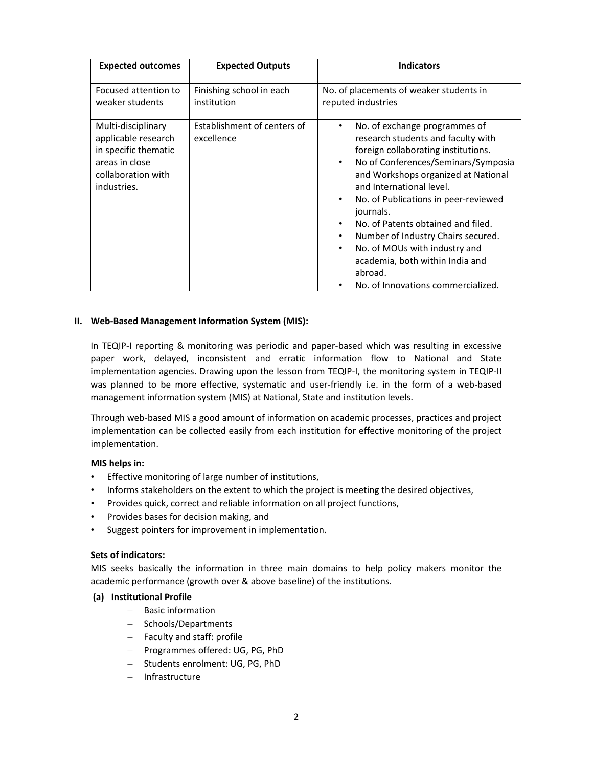| Expected outcomes | Expected Outputs | Indicators |
|---|---|---|
| Focused attention to weaker students | Finishing school in each institution | No. of placements of weaker students in reputed industries |
| Multi-disciplinary applicable research in specific thematic areas in close collaboration with industries. | Establishment of centers of excellence | • No. of exchange programmes of research students and faculty with foreign collaborating institutions.<br>• No of Conferences/Seminars/Symposia and Workshops organized at National and International level.<br>• No. of Publications in peer-reviewed journals.<br>• No. of Patents obtained and filed.<br>• Number of Industry Chairs secured.<br>• No. of MOUs with industry and academia, both within India and abroad.<br>• No. of Innovations commercialized. |

## II. Web-Based Management Information System (MIS):

In TEQIP-I reporting & monitoring was periodic and paper-based which was resulting in excessive paper work, delayed, inconsistent and erratic information flow to National and State implementation agencies. Drawing upon the lesson from TEQIP-I, the monitoring system in TEQIP-II was planned to be more effective, systematic and user-friendly i.e. in the form of a web-based management information system (MIS) at National, State and institution levels.

Through web-based MIS a good amount of information on academic processes, practices and project implementation can be collected easily from each institution for effective monitoring of the project implementation.

**MIS helps in:**

- Effective monitoring of large number of institutions,
- Informs stakeholders on the extent to which the project is meeting the desired objectives,
- Provides quick, correct and reliable information on all project functions,
- Provides bases for decision making, and
- Suggest pointers for improvement in implementation.

**Sets of indicators:**

MIS seeks basically the information in three main domains to help policy makers monitor the academic performance (growth over & above baseline) of the institutions.

**(a) Institutional Profile**

- Basic information
- Schools/Departments
- Faculty and staff: profile
- Programmes offered: UG, PG, PhD
- Students enrolment: UG, PG, PhD
- Infrastructure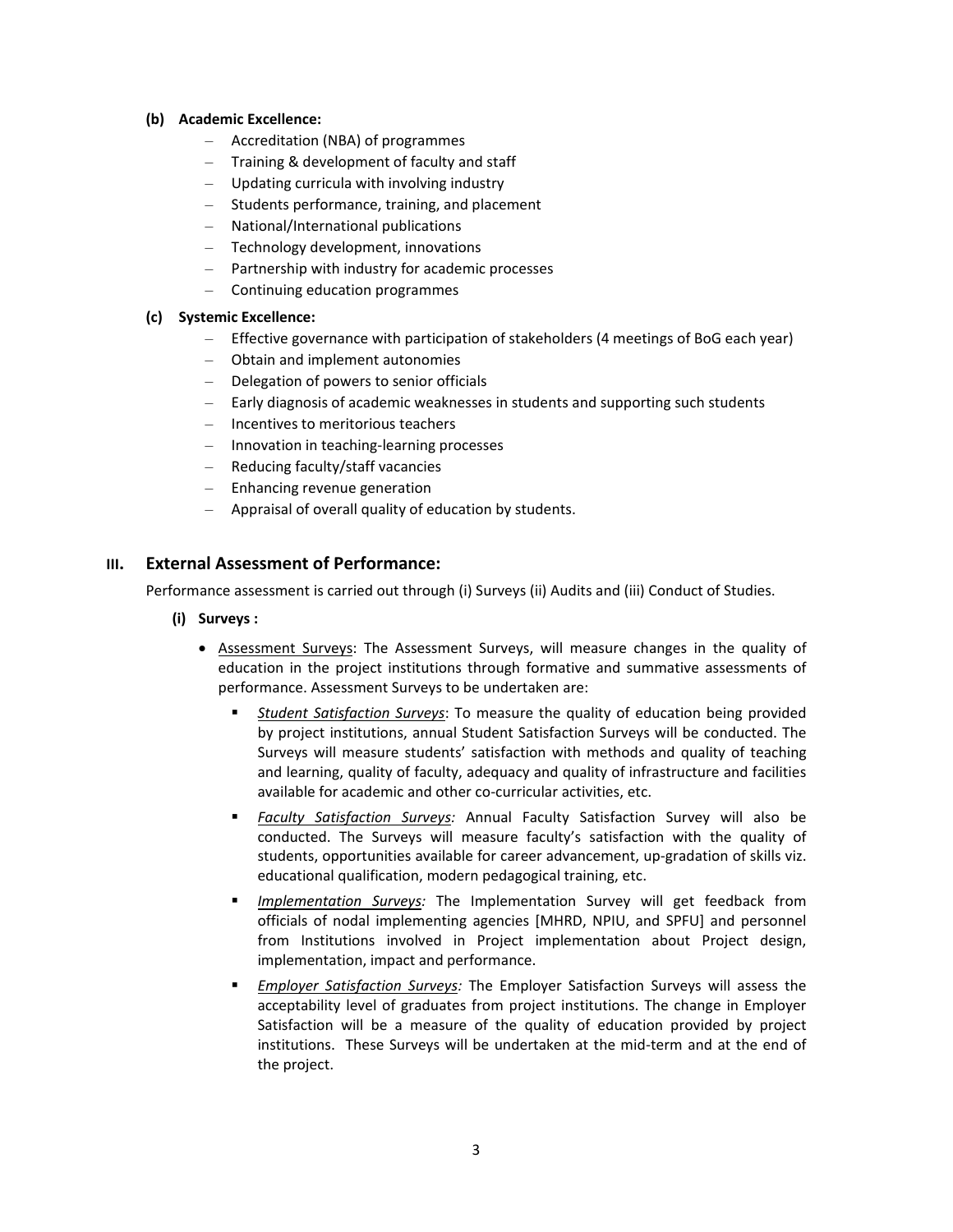**(b) Academic Excellence:**

- Accreditation (NBA) of programmes
- Training & development of faculty and staff
- Updating curricula with involving industry
- Students performance, training, and placement
- National/International publications
- Technology development, innovations
- Partnership with industry for academic processes
- Continuing education programmes

**(c) Systemic Excellence:**

- Effective governance with participation of stakeholders (4 meetings of BoG each year)
- Obtain and implement autonomies
- Delegation of powers to senior officials
- Early diagnosis of academic weaknesses in students and supporting such students
- Incentives to meritorious teachers
- Innovation in teaching-learning processes
- Reducing faculty/staff vacancies
- Enhancing revenue generation
- Appraisal of overall quality of education by students.

## III. External Assessment of Performance:

Performance assessment is carried out through (i) Surveys (ii) Audits and (iii) Conduct of Studies.

**(i) Surveys :**

- Assessment Surveys: The Assessment Surveys, will measure changes in the quality of education in the project institutions through formative and summative assessments of performance. Assessment Surveys to be undertaken are:
  - *Student Satisfaction Surveys*: To measure the quality of education being provided by project institutions, annual Student Satisfaction Surveys will be conducted. The Surveys will measure students' satisfaction with methods and quality of teaching and learning, quality of faculty, adequacy and quality of infrastructure and facilities available for academic and other co-curricular activities, etc.
  - *Faculty Satisfaction Surveys:* Annual Faculty Satisfaction Survey will also be conducted. The Surveys will measure faculty's satisfaction with the quality of students, opportunities available for career advancement, up-gradation of skills viz. educational qualification, modern pedagogical training, etc.
  - *Implementation Surveys:* The Implementation Survey will get feedback from officials of nodal implementing agencies [MHRD, NPIU, and SPFU] and personnel from Institutions involved in Project implementation about Project design, implementation, impact and performance.
  - *Employer Satisfaction Surveys:* The Employer Satisfaction Surveys will assess the acceptability level of graduates from project institutions. The change in Employer Satisfaction will be a measure of the quality of education provided by project institutions. These Surveys will be undertaken at the mid-term and at the end of the project.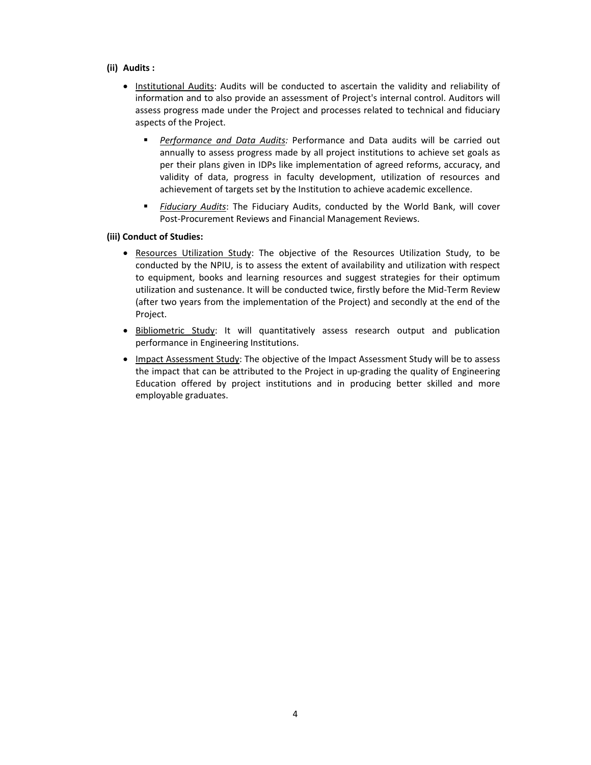**(ii) Audits :**

- Institutional Audits: Audits will be conducted to ascertain the validity and reliability of information and to also provide an assessment of Project's internal control. Auditors will assess progress made under the Project and processes related to technical and fiduciary aspects of the Project.
  - *Performance and Data Audits:* Performance and Data audits will be carried out annually to assess progress made by all project institutions to achieve set goals as per their plans given in IDPs like implementation of agreed reforms, accuracy, and validity of data, progress in faculty development, utilization of resources and achievement of targets set by the Institution to achieve academic excellence.
  - *Fiduciary Audits*: The Fiduciary Audits, conducted by the World Bank, will cover Post-Procurement Reviews and Financial Management Reviews.

**(iii) Conduct of Studies:**

- Resources Utilization Study: The objective of the Resources Utilization Study, to be conducted by the NPIU, is to assess the extent of availability and utilization with respect to equipment, books and learning resources and suggest strategies for their optimum utilization and sustenance. It will be conducted twice, firstly before the Mid-Term Review (after two years from the implementation of the Project) and secondly at the end of the Project.
- Bibliometric Study: It will quantitatively assess research output and publication performance in Engineering Institutions.
- Impact Assessment Study: The objective of the Impact Assessment Study will be to assess the impact that can be attributed to the Project in up-grading the quality of Engineering Education offered by project institutions and in producing better skilled and more employable graduates.